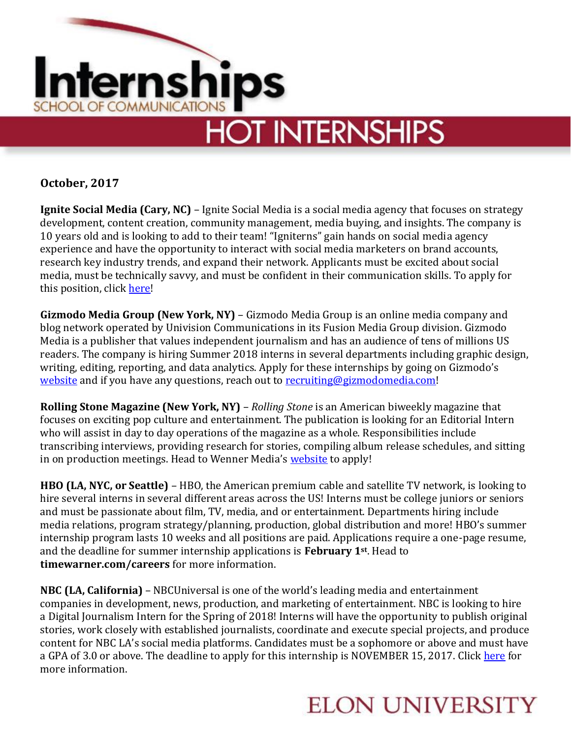# Internships

SCHOOL OF COMMUNICATIONS

## HOT INTERNSHIPS

**October, 2017**

**Ignite Social Media (Cary, NC)** – Ignite Social Media is a social media agency that focuses on strategy development, content creation, community management, media buying, and insights. The company is 10 years old and is looking to add to their team! "Igniterns" gain hands on social media agency experience and have the opportunity to interact with social media marketers on brand accounts, research key industry trends, and expand their network. Applicants must be excited about social media, must be technically savvy, and must be confident in their communication skills. To apply for this position, click here!

**Gizmodo Media Group (New York, NY)** – Gizmodo Media Group is an online media company and blog network operated by Univision Communications in its Fusion Media Group division. Gizmodo Media is a publisher that values independent journalism and has an audience of tens of millions US readers. The company is hiring Summer 2018 interns in several departments including graphic design, writing, editing, reporting, and data analytics. Apply for these internships by going on Gizmodo's website and if you have any questions, reach out to recruiting@gizmodomedia.com!

**Rolling Stone Magazine (New York, NY)** – *Rolling Stone* is an American biweekly magazine that focuses on exciting pop culture and entertainment. The publication is looking for an Editorial Intern who will assist in day to day operations of the magazine as a whole. Responsibilities include transcribing interviews, providing research for stories, compiling album release schedules, and sitting in on production meetings. Head to Wenner Media's website to apply!

**HBO (LA, NYC, or Seattle)** – HBO, the American premium cable and satellite TV network, is looking to hire several interns in several different areas across the US! Interns must be college juniors or seniors and must be passionate about film, TV, media, and or entertainment. Departments hiring include media relations, program strategy/planning, production, global distribution and more! HBO's summer internship program lasts 10 weeks and all positions are paid. Applications require a one-page resume, and the deadline for summer internship applications is **February 1st**. Head to **timewarner.com/careers** for more information.

**NBC (LA, California)** – NBCUniversal is one of the world's leading media and entertainment companies in development, news, production, and marketing of entertainment. NBC is looking to hire a Digital Journalism Intern for the Spring of 2018! Interns will have the opportunity to publish original stories, work closely with established journalists, coordinate and execute special projects, and produce content for NBC LA's social media platforms. Candidates must be a sophomore or above and must have a GPA of 3.0 or above. The deadline to apply for this internship is NOVEMBER 15, 2017. Click here for more information.

ELON UNIVERSITY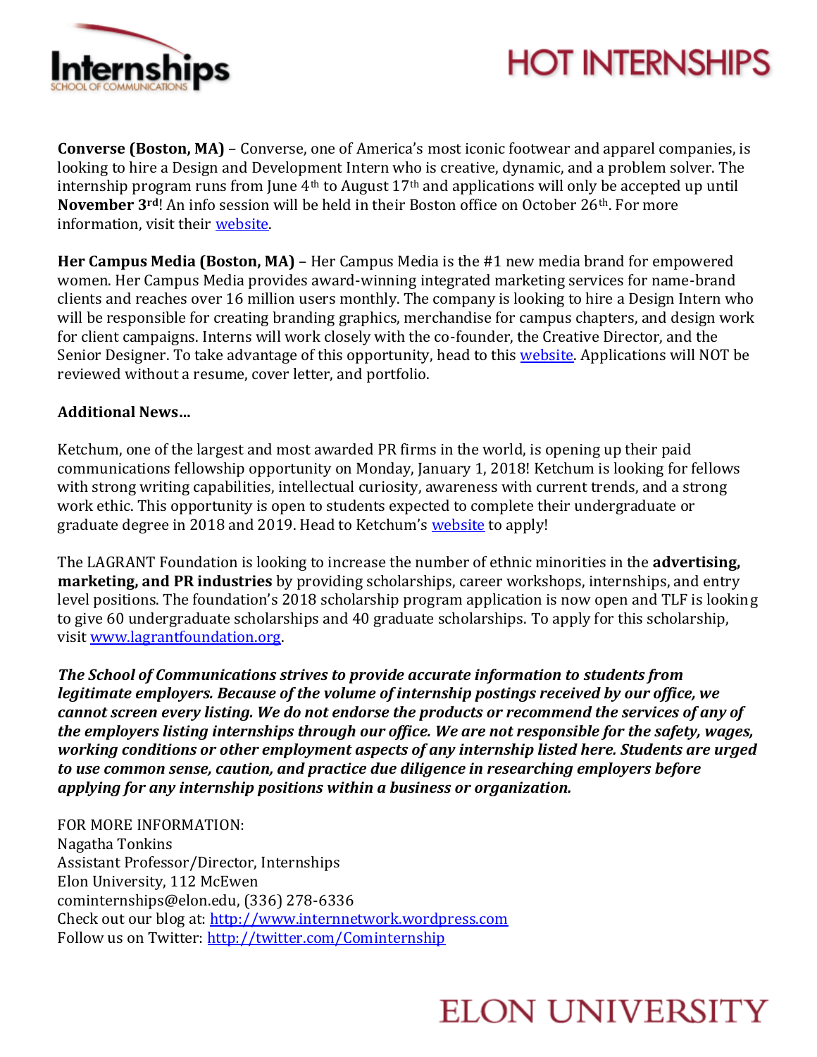**Converse (Boston, MA)** – Converse, one of America's most iconic footwear and apparel companies, is looking to hire a Design and Development Intern who is creative, dynamic, and a problem solver. The internship program runs from June 4th to August 17th and applications will only be accepted up until **November 3rd**! An info session will be held in their Boston office on October 26th. For more information, visit their website.

**Her Campus Media (Boston, MA)** – Her Campus Media is the #1 new media brand for empowered women. Her Campus Media provides award-winning integrated marketing services for name-brand clients and reaches over 16 million users monthly. The company is looking to hire a Design Intern who will be responsible for creating branding graphics, merchandise for campus chapters, and design work for client campaigns. Interns will work closely with the co-founder, the Creative Director, and the Senior Designer. To take advantage of this opportunity, head to this website. Applications will NOT be reviewed without a resume, cover letter, and portfolio.

**Additional News…**

Ketchum, one of the largest and most awarded PR firms in the world, is opening up their paid communications fellowship opportunity on Monday, January 1, 2018! Ketchum is looking for fellows with strong writing capabilities, intellectual curiosity, awareness with current trends, and a strong work ethic. This opportunity is open to students expected to complete their undergraduate or graduate degree in 2018 and 2019. Head to Ketchum's website to apply!

The LAGRANT Foundation is looking to increase the number of ethnic minorities in the **advertising, marketing, and PR industries** by providing scholarships, career workshops, internships, and entry level positions. The foundation's 2018 scholarship program application is now open and TLF is looking to give 60 undergraduate scholarships and 40 graduate scholarships. To apply for this scholarship, visit www.lagrantfoundation.org.

***The School of Communications strives to provide accurate information to students from legitimate employers. Because of the volume of internship postings received by our office, we cannot screen every listing. We do not endorse the products or recommend the services of any of the employers listing internships through our office. We are not responsible for the safety, wages, working conditions or other employment aspects of any internship listed here. Students are urged to use common sense, caution, and practice due diligence in researching employers before applying for any internship positions within a business or organization.***

FOR MORE INFORMATION:
Nagatha Tonkins
Assistant Professor/Director, Internships
Elon University, 112 McEwen
cominternships@elon.edu, (336) 278-6336
Check out our blog at: http://www.internnetwork.wordpress.com
Follow us on Twitter: http://twitter.com/Cominternship